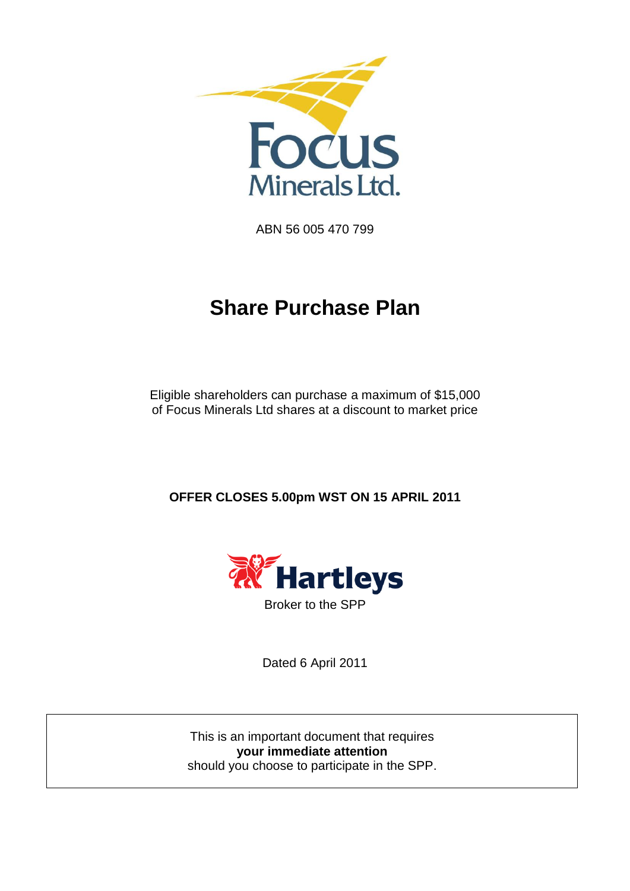Focus Minerals Ltd.

ABN 56 005 470 799

# Share Purchase Plan

Eligible shareholders can purchase a maximum of $15,000 of Focus Minerals Ltd shares at a discount to market price

**OFFER CLOSES 5.00pm WST ON 15 APRIL 2011**

Hartleys

Broker to the SPP

Dated 6 April 2011

This is an important document that requires **your immediate attention** should you choose to participate in the SPP.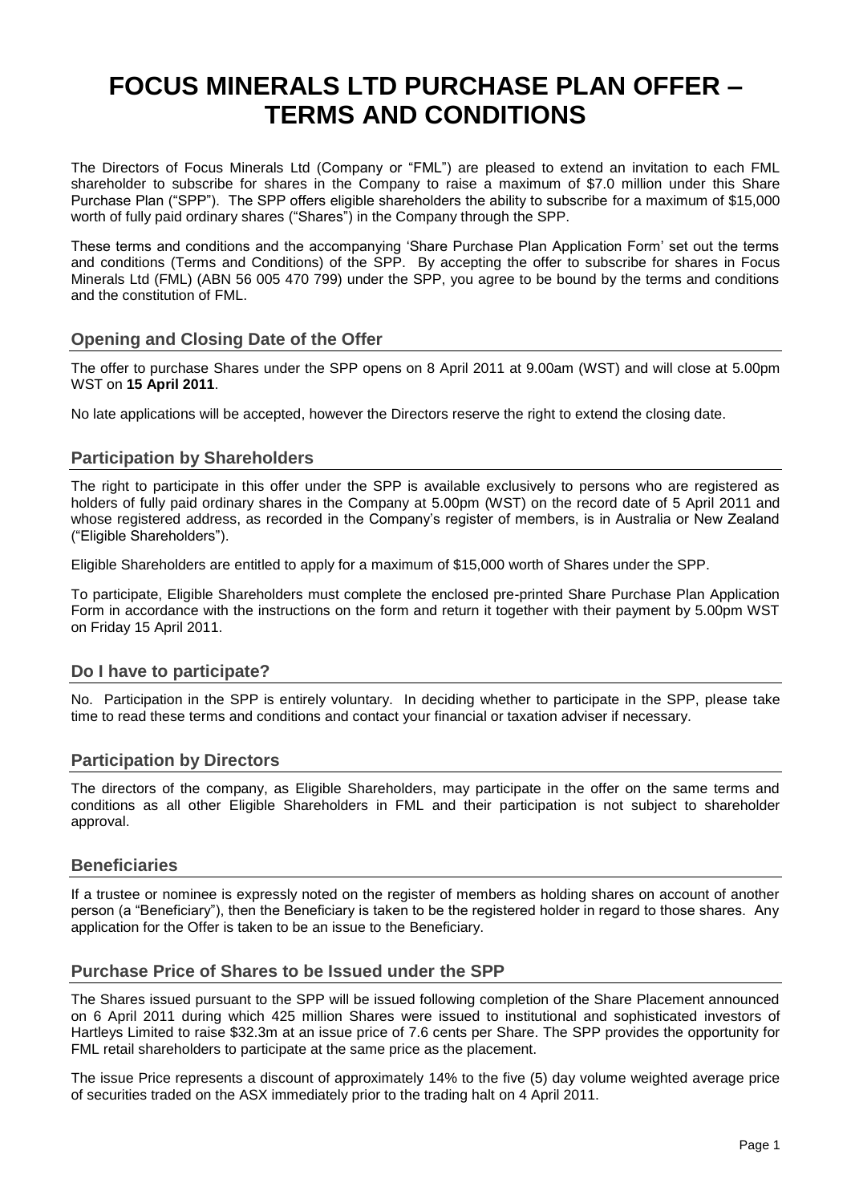# FOCUS MINERALS LTD PURCHASE PLAN OFFER – TERMS AND CONDITIONS

The Directors of Focus Minerals Ltd (Company or "FML") are pleased to extend an invitation to each FML shareholder to subscribe for shares in the Company to raise a maximum of $7.0 million under this Share Purchase Plan ("SPP"). The SPP offers eligible shareholders the ability to subscribe for a maximum of $15,000 worth of fully paid ordinary shares ("Shares") in the Company through the SPP.

These terms and conditions and the accompanying 'Share Purchase Plan Application Form' set out the terms and conditions (Terms and Conditions) of the SPP. By accepting the offer to subscribe for shares in Focus Minerals Ltd (FML) (ABN 56 005 470 799) under the SPP, you agree to be bound by the terms and conditions and the constitution of FML.

## Opening and Closing Date of the Offer

The offer to purchase Shares under the SPP opens on 8 April 2011 at 9.00am (WST) and will close at 5.00pm WST on **15 April 2011**.

No late applications will be accepted, however the Directors reserve the right to extend the closing date.

## Participation by Shareholders

The right to participate in this offer under the SPP is available exclusively to persons who are registered as holders of fully paid ordinary shares in the Company at 5.00pm (WST) on the record date of 5 April 2011 and whose registered address, as recorded in the Company's register of members, is in Australia or New Zealand ("Eligible Shareholders").

Eligible Shareholders are entitled to apply for a maximum of $15,000 worth of Shares under the SPP.

To participate, Eligible Shareholders must complete the enclosed pre-printed Share Purchase Plan Application Form in accordance with the instructions on the form and return it together with their payment by 5.00pm WST on Friday 15 April 2011.

## Do I have to participate?

No. Participation in the SPP is entirely voluntary. In deciding whether to participate in the SPP, please take time to read these terms and conditions and contact your financial or taxation adviser if necessary.

## Participation by Directors

The directors of the company, as Eligible Shareholders, may participate in the offer on the same terms and conditions as all other Eligible Shareholders in FML and their participation is not subject to shareholder approval.

## Beneficiaries

If a trustee or nominee is expressly noted on the register of members as holding shares on account of another person (a "Beneficiary"), then the Beneficiary is taken to be the registered holder in regard to those shares. Any application for the Offer is taken to be an issue to the Beneficiary.

## Purchase Price of Shares to be Issued under the SPP

The Shares issued pursuant to the SPP will be issued following completion of the Share Placement announced on 6 April 2011 during which 425 million Shares were issued to institutional and sophisticated investors of Hartleys Limited to raise $32.3m at an issue price of 7.6 cents per Share. The SPP provides the opportunity for FML retail shareholders to participate at the same price as the placement.

The issue Price represents a discount of approximately 14% to the five (5) day volume weighted average price of securities traded on the ASX immediately prior to the trading halt on 4 April 2011.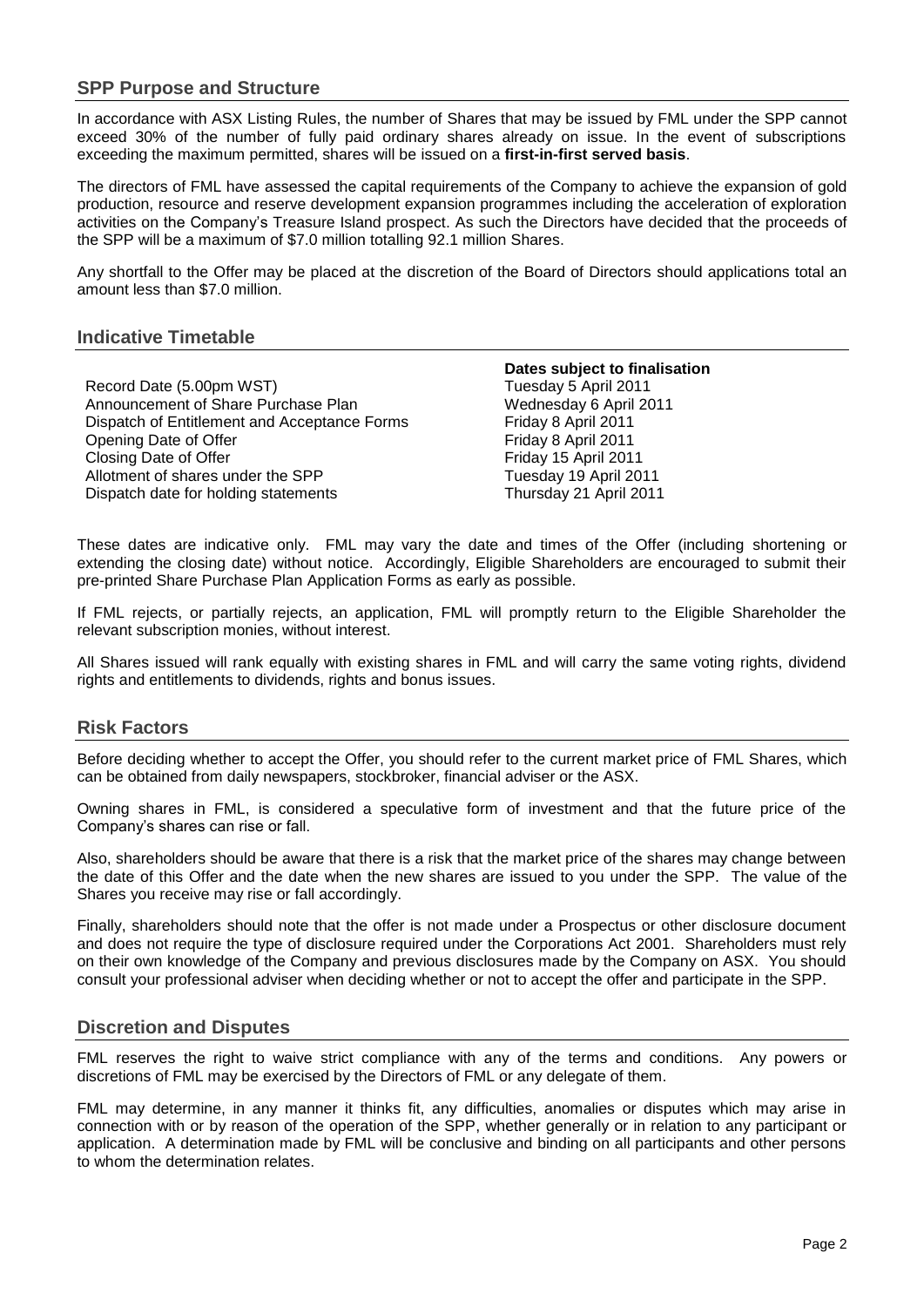## SPP Purpose and Structure

In accordance with ASX Listing Rules, the number of Shares that may be issued by FML under the SPP cannot exceed 30% of the number of fully paid ordinary shares already on issue. In the event of subscriptions exceeding the maximum permitted, shares will be issued on a **first-in-first served basis**.

The directors of FML have assessed the capital requirements of the Company to achieve the expansion of gold production, resource and reserve development expansion programmes including the acceleration of exploration activities on the Company's Treasure Island prospect. As such the Directors have decided that the proceeds of the SPP will be a maximum of $7.0 million totalling 92.1 million Shares.

Any shortfall to the Offer may be placed at the discretion of the Board of Directors should applications total an amount less than $7.0 million.

## Indicative Timetable

| | **Dates subject to finalisation** |
|---|---|
| Record Date (5.00pm WST) | Tuesday 5 April 2011 |
| Announcement of Share Purchase Plan | Wednesday 6 April 2011 |
| Dispatch of Entitlement and Acceptance Forms | Friday 8 April 2011 |
| Opening Date of Offer | Friday 8 April 2011 |
| Closing Date of Offer | Friday 15 April 2011 |
| Allotment of shares under the SPP | Tuesday 19 April 2011 |
| Dispatch date for holding statements | Thursday 21 April 2011 |

These dates are indicative only. FML may vary the date and times of the Offer (including shortening or extending the closing date) without notice. Accordingly, Eligible Shareholders are encouraged to submit their pre-printed Share Purchase Plan Application Forms as early as possible.

If FML rejects, or partially rejects, an application, FML will promptly return to the Eligible Shareholder the relevant subscription monies, without interest.

All Shares issued will rank equally with existing shares in FML and will carry the same voting rights, dividend rights and entitlements to dividends, rights and bonus issues.

## Risk Factors

Before deciding whether to accept the Offer, you should refer to the current market price of FML Shares, which can be obtained from daily newspapers, stockbroker, financial adviser or the ASX.

Owning shares in FML, is considered a speculative form of investment and that the future price of the Company's shares can rise or fall.

Also, shareholders should be aware that there is a risk that the market price of the shares may change between the date of this Offer and the date when the new shares are issued to you under the SPP. The value of the Shares you receive may rise or fall accordingly.

Finally, shareholders should note that the offer is not made under a Prospectus or other disclosure document and does not require the type of disclosure required under the Corporations Act 2001. Shareholders must rely on their own knowledge of the Company and previous disclosures made by the Company on ASX. You should consult your professional adviser when deciding whether or not to accept the offer and participate in the SPP.

## Discretion and Disputes

FML reserves the right to waive strict compliance with any of the terms and conditions. Any powers or discretions of FML may be exercised by the Directors of FML or any delegate of them.

FML may determine, in any manner it thinks fit, any difficulties, anomalies or disputes which may arise in connection with or by reason of the operation of the SPP, whether generally or in relation to any participant or application. A determination made by FML will be conclusive and binding on all participants and other persons to whom the determination relates.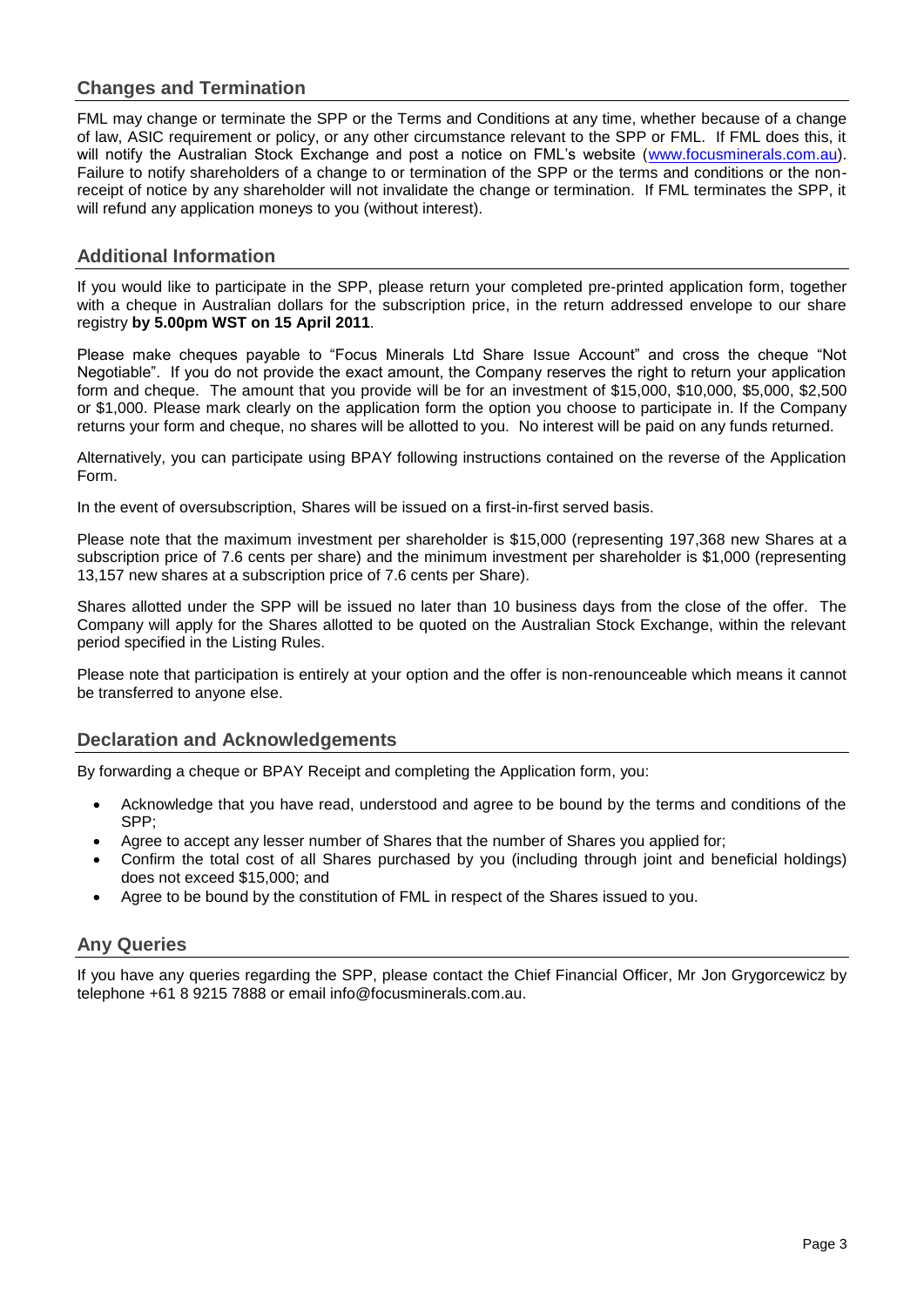## Changes and Termination

FML may change or terminate the SPP or the Terms and Conditions at any time, whether because of a change of law, ASIC requirement or policy, or any other circumstance relevant to the SPP or FML. If FML does this, it will notify the Australian Stock Exchange and post a notice on FML's website (www.focusminerals.com.au). Failure to notify shareholders of a change to or termination of the SPP or the terms and conditions or the non-receipt of notice by any shareholder will not invalidate the change or termination. If FML terminates the SPP, it will refund any application moneys to you (without interest).

## Additional Information

If you would like to participate in the SPP, please return your completed pre-printed application form, together with a cheque in Australian dollars for the subscription price, in the return addressed envelope to our share registry **by 5.00pm WST on 15 April 2011**.

Please make cheques payable to "Focus Minerals Ltd Share Issue Account" and cross the cheque "Not Negotiable". If you do not provide the exact amount, the Company reserves the right to return your application form and cheque. The amount that you provide will be for an investment of $15,000, $10,000, $5,000, $2,500 or $1,000. Please mark clearly on the application form the option you choose to participate in. If the Company returns your form and cheque, no shares will be allotted to you. No interest will be paid on any funds returned.

Alternatively, you can participate using BPAY following instructions contained on the reverse of the Application Form.

In the event of oversubscription, Shares will be issued on a first-in-first served basis.

Please note that the maximum investment per shareholder is $15,000 (representing 197,368 new Shares at a subscription price of 7.6 cents per share) and the minimum investment per shareholder is $1,000 (representing 13,157 new shares at a subscription price of 7.6 cents per Share).

Shares allotted under the SPP will be issued no later than 10 business days from the close of the offer. The Company will apply for the Shares allotted to be quoted on the Australian Stock Exchange, within the relevant period specified in the Listing Rules.

Please note that participation is entirely at your option and the offer is non-renounceable which means it cannot be transferred to anyone else.

## Declaration and Acknowledgements

By forwarding a cheque or BPAY Receipt and completing the Application form, you:

- Acknowledge that you have read, understood and agree to be bound by the terms and conditions of the SPP;
- Agree to accept any lesser number of Shares that the number of Shares you applied for;
- Confirm the total cost of all Shares purchased by you (including through joint and beneficial holdings) does not exceed $15,000; and
- Agree to be bound by the constitution of FML in respect of the Shares issued to you.

## Any Queries

If you have any queries regarding the SPP, please contact the Chief Financial Officer, Mr Jon Grygorcewicz by telephone +61 8 9215 7888 or email info@focusminerals.com.au.